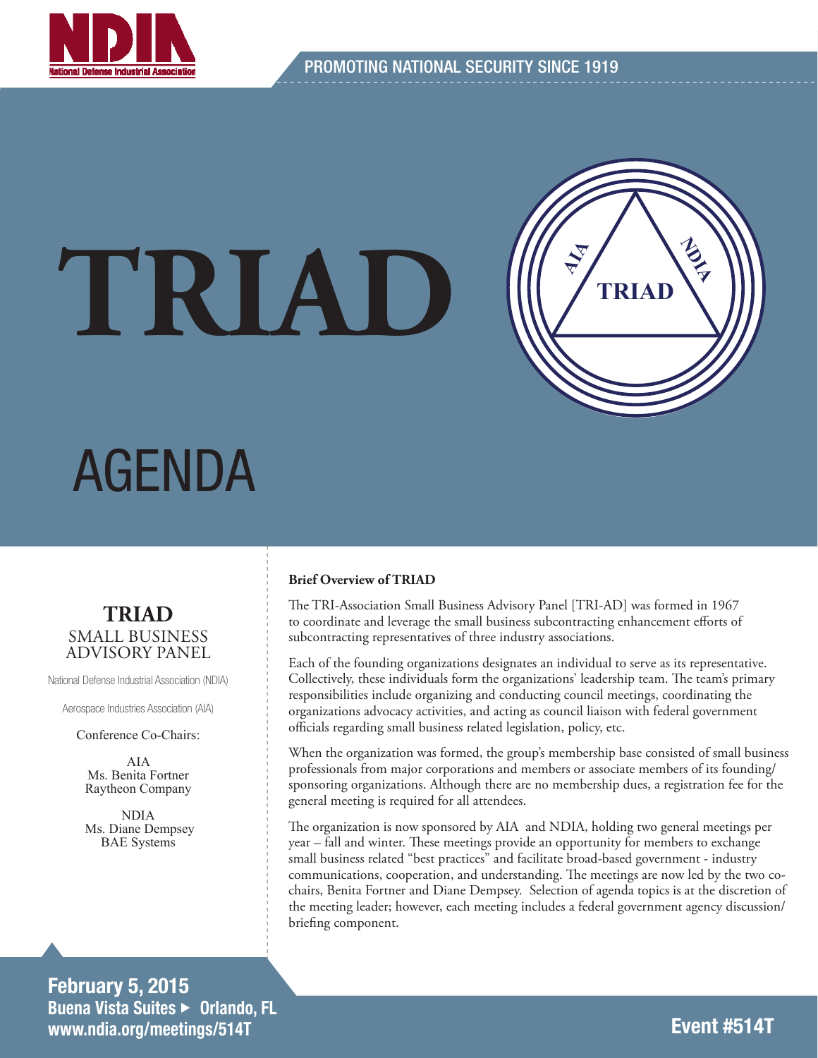PROMOTING NATIONAL SECURITY SINCE 1919

# TRIAD

# AGENDA

## TRIAD
SMALL BUSINESS ADVISORY PANEL

National Defense Industrial Association (NDIA)

Aerospace Industries Association (AIA)

Conference Co-Chairs:

AIA
Ms. Benita Fortner
Raytheon Company

NDIA
Ms. Diane Dempsey
BAE Systems

**Brief Overview of TRIAD**

The TRI-Association Small Business Advisory Panel [TRI-AD] was formed in 1967 to coordinate and leverage the small business subcontracting enhancement efforts of subcontracting representatives of three industry associations.

Each of the founding organizations designates an individual to serve as its representative. Collectively, these individuals form the organizations' leadership team. The team's primary responsibilities include organizing and conducting council meetings, coordinating the organizations advocacy activities, and acting as council liaison with federal government officials regarding small business related legislation, policy, etc.

When the organization was formed, the group's membership base consisted of small business professionals from major corporations and members or associate members of its founding/sponsoring organizations. Although there are no membership dues, a registration fee for the general meeting is required for all attendees.

The organization is now sponsored by AIA and NDIA, holding two general meetings per year – fall and winter. These meetings provide an opportunity for members to exchange small business related "best practices" and facilitate broad-based government - industry communications, cooperation, and understanding. The meetings are now led by the two co-chairs, Benita Fortner and Diane Dempsey. Selection of agenda topics is at the discretion of the meeting leader; however, each meeting includes a federal government agency discussion/briefing component.

**February 5, 2015**
**Buena Vista Suites ▸ Orlando, FL**
**www.ndia.org/meetings/514T**

**Event #514T**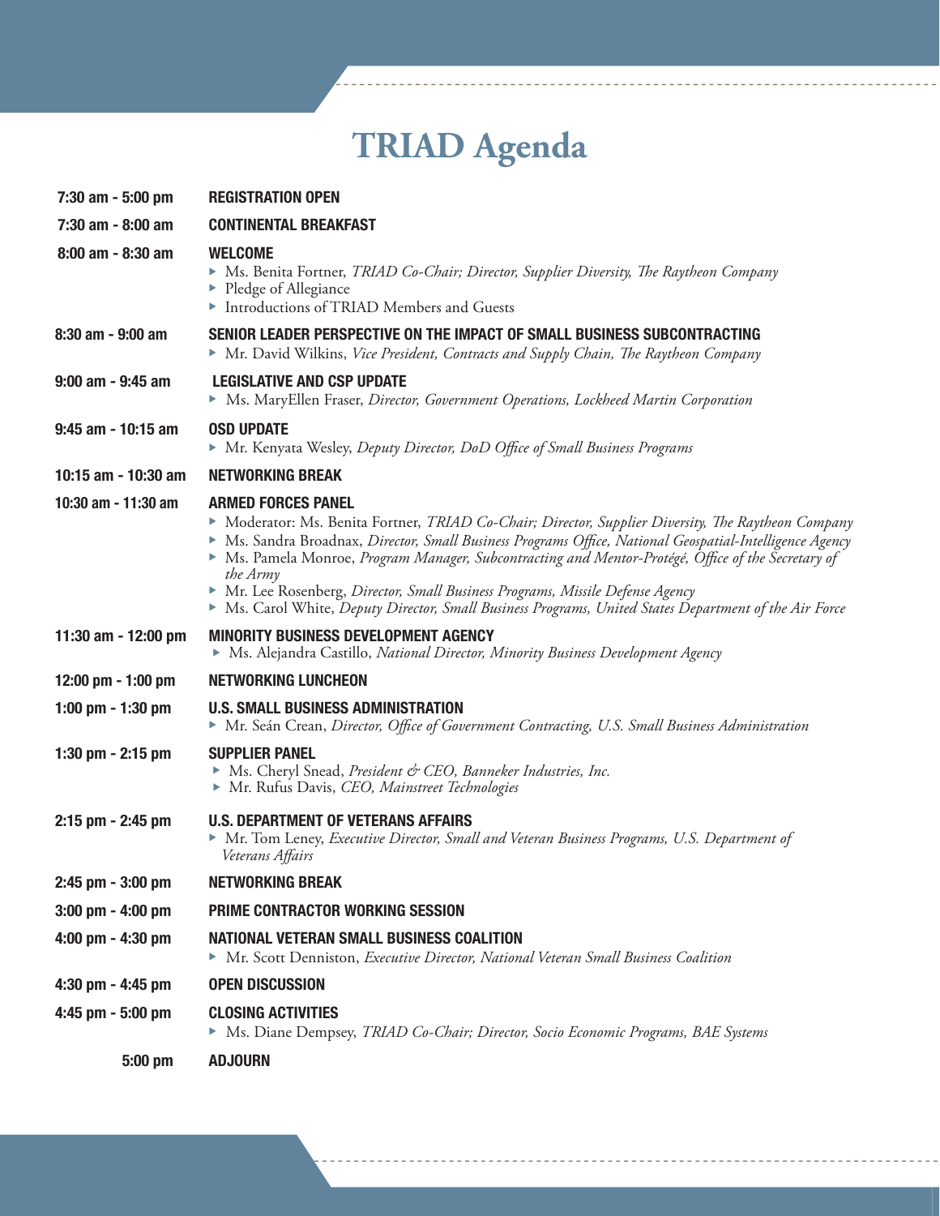# TRIAD Agenda

| Time | Session |
| --- | --- |
| 7:30 am - 5:00 pm | **REGISTRATION OPEN** |
| 7:30 am - 8:00 am | **CONTINENTAL BREAKFAST** |
| 8:00 am - 8:30 am | **WELCOME**<br>▸ Ms. Benita Fortner, *TRIAD Co-Chair; Director, Supplier Diversity, The Raytheon Company*<br>▸ Pledge of Allegiance<br>▸ Introductions of TRIAD Members and Guests |
| 8:30 am - 9:00 am | **SENIOR LEADER PERSPECTIVE ON THE IMPACT OF SMALL BUSINESS SUBCONTRACTING**<br>▸ Mr. David Wilkins, *Vice President, Contracts and Supply Chain, The Raytheon Company* |
| 9:00 am - 9:45 am | **LEGISLATIVE AND CSP UPDATE**<br>▸ Ms. MaryEllen Fraser, *Director, Government Operations, Lockheed Martin Corporation* |
| 9:45 am - 10:15 am | **OSD UPDATE**<br>▸ Mr. Kenyata Wesley, *Deputy Director, DoD Office of Small Business Programs* |
| 10:15 am - 10:30 am | **NETWORKING BREAK** |
| 10:30 am - 11:30 am | **ARMED FORCES PANEL**<br>▸ Moderator: Ms. Benita Fortner, *TRIAD Co-Chair; Director, Supplier Diversity, The Raytheon Company*<br>▸ Ms. Sandra Broadnax, *Director, Small Business Programs Office, National Geospatial-Intelligence Agency*<br>▸ Ms. Pamela Monroe, *Program Manager, Subcontracting and Mentor-Protégé, Office of the Secretary of the Army*<br>▸ Mr. Lee Rosenberg, *Director, Small Business Programs, Missile Defense Agency*<br>▸ Ms. Carol White, *Deputy Director, Small Business Programs, United States Department of the Air Force* |
| 11:30 am - 12:00 pm | **MINORITY BUSINESS DEVELOPMENT AGENCY**<br>▸ Ms. Alejandra Castillo, *National Director, Minority Business Development Agency* |
| 12:00 pm - 1:00 pm | **NETWORKING LUNCHEON** |
| 1:00 pm - 1:30 pm | **U.S. SMALL BUSINESS ADMINISTRATION**<br>▸ Mr. Seán Crean, *Director, Office of Government Contracting, U.S. Small Business Administration* |
| 1:30 pm - 2:15 pm | **SUPPLIER PANEL**<br>▸ Ms. Cheryl Snead, *President & CEO, Banneker Industries, Inc.*<br>▸ Mr. Rufus Davis, *CEO, Mainstreet Technologies* |
| 2:15 pm - 2:45 pm | **U.S. DEPARTMENT OF VETERANS AFFAIRS**<br>▸ Mr. Tom Leney, *Executive Director, Small and Veteran Business Programs, U.S. Department of Veterans Affairs* |
| 2:45 pm - 3:00 pm | **NETWORKING BREAK** |
| 3:00 pm - 4:00 pm | **PRIME CONTRACTOR WORKING SESSION** |
| 4:00 pm - 4:30 pm | **NATIONAL VETERAN SMALL BUSINESS COALITION**<br>▸ Mr. Scott Denniston, *Executive Director, National Veteran Small Business Coalition* |
| 4:30 pm - 4:45 pm | **OPEN DISCUSSION** |
| 4:45 pm - 5:00 pm | **CLOSING ACTIVITIES**<br>▸ Ms. Diane Dempsey, *TRIAD Co-Chair; Director, Socio Economic Programs, BAE Systems* |
| 5:00 pm | **ADJOURN** |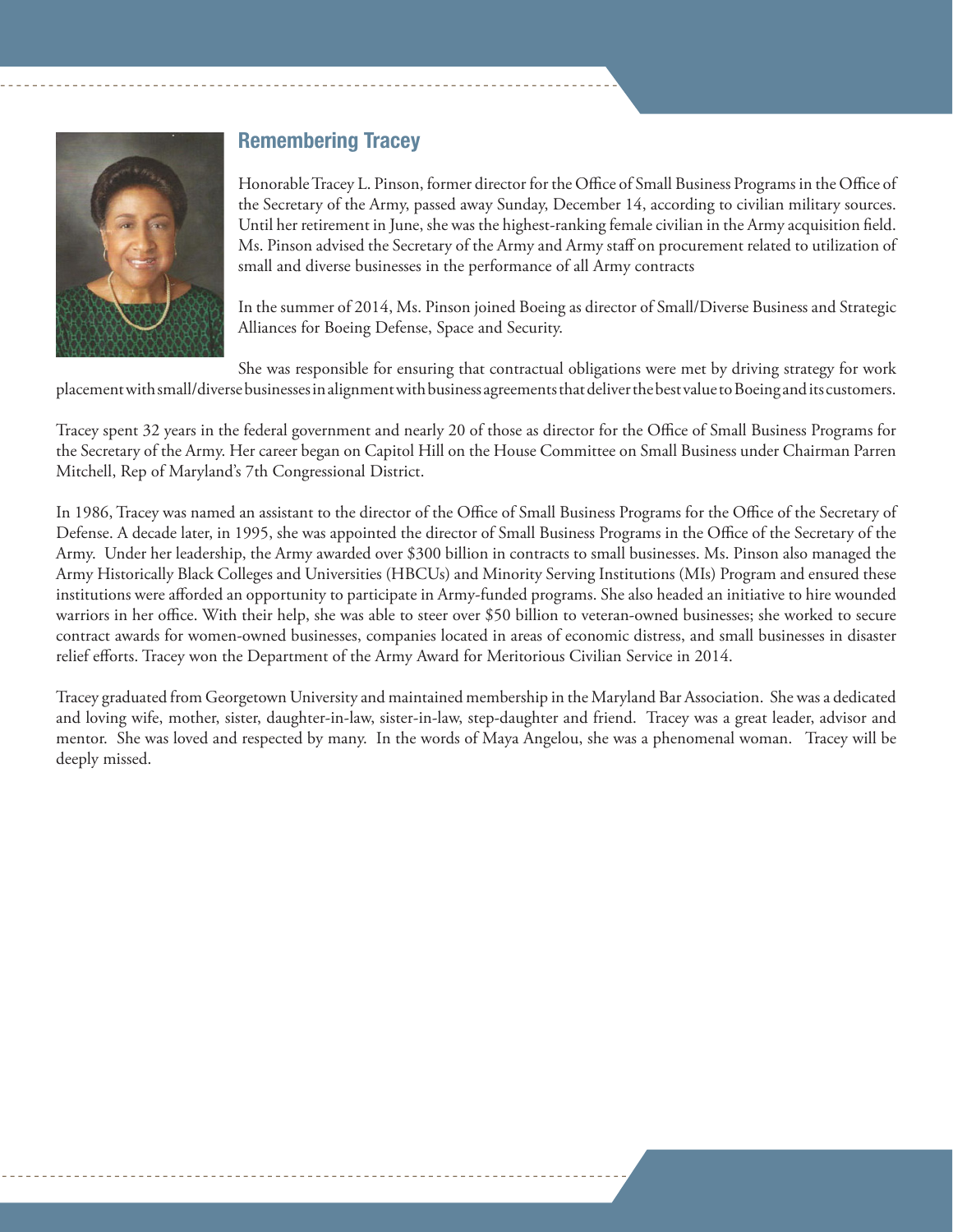## Remembering Tracey

Honorable Tracey L. Pinson, former director for the Office of Small Business Programs in the Office of the Secretary of the Army, passed away Sunday, December 14, according to civilian military sources. Until her retirement in June, she was the highest-ranking female civilian in the Army acquisition field. Ms. Pinson advised the Secretary of the Army and Army staff on procurement related to utilization of small and diverse businesses in the performance of all Army contracts

In the summer of 2014, Ms. Pinson joined Boeing as director of Small/Diverse Business and Strategic Alliances for Boeing Defense, Space and Security.

She was responsible for ensuring that contractual obligations were met by driving strategy for work placement with small/diverse businesses in alignment with business agreements that deliver the best value to Boeing and its customers.

Tracey spent 32 years in the federal government and nearly 20 of those as director for the Office of Small Business Programs for the Secretary of the Army. Her career began on Capitol Hill on the House Committee on Small Business under Chairman Parren Mitchell, Rep of Maryland's 7th Congressional District.

In 1986, Tracey was named an assistant to the director of the Office of Small Business Programs for the Office of the Secretary of Defense. A decade later, in 1995, she was appointed the director of Small Business Programs in the Office of the Secretary of the Army. Under her leadership, the Army awarded over $300 billion in contracts to small businesses. Ms. Pinson also managed the Army Historically Black Colleges and Universities (HBCUs) and Minority Serving Institutions (MIs) Program and ensured these institutions were afforded an opportunity to participate in Army-funded programs. She also headed an initiative to hire wounded warriors in her office. With their help, she was able to steer over $50 billion to veteran-owned businesses; she worked to secure contract awards for women-owned businesses, companies located in areas of economic distress, and small businesses in disaster relief efforts. Tracey won the Department of the Army Award for Meritorious Civilian Service in 2014.

Tracey graduated from Georgetown University and maintained membership in the Maryland Bar Association. She was a dedicated and loving wife, mother, sister, daughter-in-law, sister-in-law, step-daughter and friend. Tracey was a great leader, advisor and mentor. She was loved and respected by many. In the words of Maya Angelou, she was a phenomenal woman. Tracey will be deeply missed.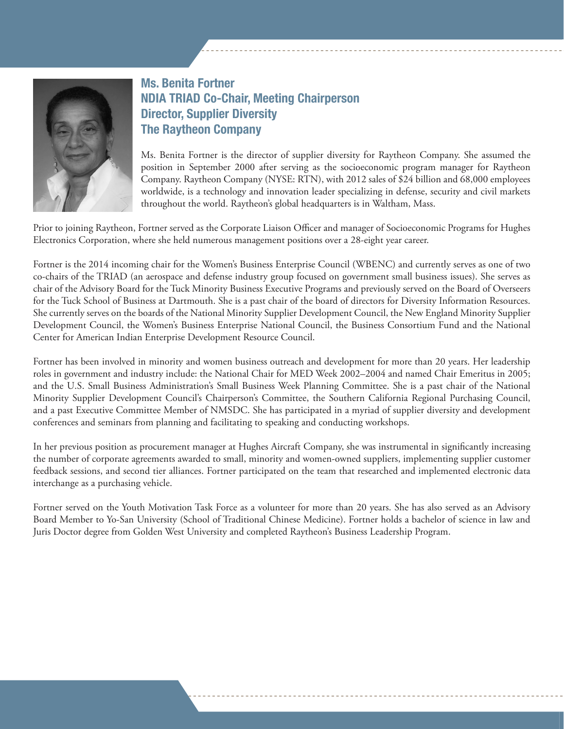## Ms. Benita Fortner
## NDIA TRIAD Co-Chair, Meeting Chairperson
## Director, Supplier Diversity
## The Raytheon Company

Ms. Benita Fortner is the director of supplier diversity for Raytheon Company. She assumed the position in September 2000 after serving as the socioeconomic program manager for Raytheon Company. Raytheon Company (NYSE: RTN), with 2012 sales of $24 billion and 68,000 employees worldwide, is a technology and innovation leader specializing in defense, security and civil markets throughout the world. Raytheon's global headquarters is in Waltham, Mass.

Prior to joining Raytheon, Fortner served as the Corporate Liaison Officer and manager of Socioeconomic Programs for Hughes Electronics Corporation, where she held numerous management positions over a 28-eight year career.

Fortner is the 2014 incoming chair for the Women's Business Enterprise Council (WBENC) and currently serves as one of two co-chairs of the TRIAD (an aerospace and defense industry group focused on government small business issues). She serves as chair of the Advisory Board for the Tuck Minority Business Executive Programs and previously served on the Board of Overseers for the Tuck School of Business at Dartmouth. She is a past chair of the board of directors for Diversity Information Resources. She currently serves on the boards of the National Minority Supplier Development Council, the New England Minority Supplier Development Council, the Women's Business Enterprise National Council, the Business Consortium Fund and the National Center for American Indian Enterprise Development Resource Council.

Fortner has been involved in minority and women business outreach and development for more than 20 years. Her leadership roles in government and industry include: the National Chair for MED Week 2002–2004 and named Chair Emeritus in 2005; and the U.S. Small Business Administration's Small Business Week Planning Committee. She is a past chair of the National Minority Supplier Development Council's Chairperson's Committee, the Southern California Regional Purchasing Council, and a past Executive Committee Member of NMSDC. She has participated in a myriad of supplier diversity and development conferences and seminars from planning and facilitating to speaking and conducting workshops.

In her previous position as procurement manager at Hughes Aircraft Company, she was instrumental in significantly increasing the number of corporate agreements awarded to small, minority and women-owned suppliers, implementing supplier customer feedback sessions, and second tier alliances. Fortner participated on the team that researched and implemented electronic data interchange as a purchasing vehicle.

Fortner served on the Youth Motivation Task Force as a volunteer for more than 20 years. She has also served as an Advisory Board Member to Yo-San University (School of Traditional Chinese Medicine). Fortner holds a bachelor of science in law and Juris Doctor degree from Golden West University and completed Raytheon's Business Leadership Program.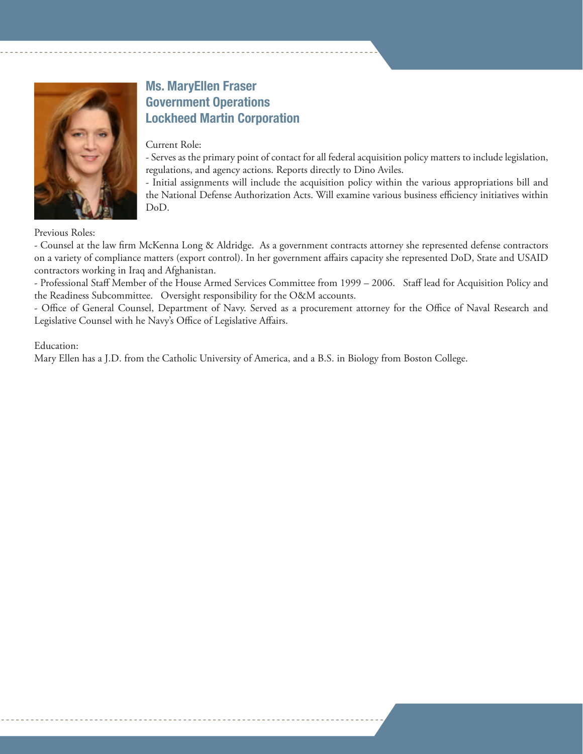## Ms. MaryEllen Fraser
## Government Operations
## Lockheed Martin Corporation

Current Role:

- Serves as the primary point of contact for all federal acquisition policy matters to include legislation, regulations, and agency actions. Reports directly to Dino Aviles.
- Initial assignments will include the acquisition policy within the various appropriations bill and the National Defense Authorization Acts. Will examine various business efficiency initiatives within DoD.

Previous Roles:

- Counsel at the law firm McKenna Long & Aldridge. As a government contracts attorney she represented defense contractors on a variety of compliance matters (export control). In her government affairs capacity she represented DoD, State and USAID contractors working in Iraq and Afghanistan.
- Professional Staff Member of the House Armed Services Committee from 1999 – 2006. Staff lead for Acquisition Policy and the Readiness Subcommittee. Oversight responsibility for the O&M accounts.
- Office of General Counsel, Department of Navy. Served as a procurement attorney for the Office of Naval Research and Legislative Counsel with he Navy's Office of Legislative Affairs.

Education:

Mary Ellen has a J.D. from the Catholic University of America, and a B.S. in Biology from Boston College.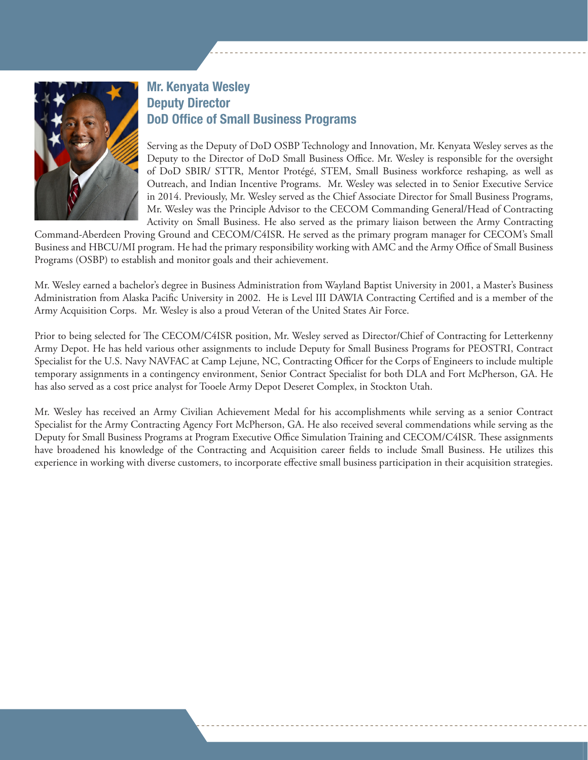## Mr. Kenyata Wesley
## Deputy Director
## DoD Office of Small Business Programs

Serving as the Deputy of DoD OSBP Technology and Innovation, Mr. Kenyata Wesley serves as the Deputy to the Director of DoD Small Business Office. Mr. Wesley is responsible for the oversight of DoD SBIR/ STTR, Mentor Protégé, STEM, Small Business workforce reshaping, as well as Outreach, and Indian Incentive Programs. Mr. Wesley was selected in to Senior Executive Service in 2014. Previously, Mr. Wesley served as the Chief Associate Director for Small Business Programs, Mr. Wesley was the Principle Advisor to the CECOM Commanding General/Head of Contracting Activity on Small Business. He also served as the primary liaison between the Army Contracting Command-Aberdeen Proving Ground and CECOM/C4ISR. He served as the primary program manager for CECOM's Small Business and HBCU/MI program. He had the primary responsibility working with AMC and the Army Office of Small Business Programs (OSBP) to establish and monitor goals and their achievement.

Mr. Wesley earned a bachelor's degree in Business Administration from Wayland Baptist University in 2001, a Master's Business Administration from Alaska Pacific University in 2002. He is Level III DAWIA Contracting Certified and is a member of the Army Acquisition Corps. Mr. Wesley is also a proud Veteran of the United States Air Force.

Prior to being selected for The CECOM/C4ISR position, Mr. Wesley served as Director/Chief of Contracting for Letterkenny Army Depot. He has held various other assignments to include Deputy for Small Business Programs for PEOSTRI, Contract Specialist for the U.S. Navy NAVFAC at Camp Lejune, NC, Contracting Officer for the Corps of Engineers to include multiple temporary assignments in a contingency environment, Senior Contract Specialist for both DLA and Fort McPherson, GA. He has also served as a cost price analyst for Tooele Army Depot Deseret Complex, in Stockton Utah.

Mr. Wesley has received an Army Civilian Achievement Medal for his accomplishments while serving as a senior Contract Specialist for the Army Contracting Agency Fort McPherson, GA. He also received several commendations while serving as the Deputy for Small Business Programs at Program Executive Office Simulation Training and CECOM/C4ISR. These assignments have broadened his knowledge of the Contracting and Acquisition career fields to include Small Business. He utilizes this experience in working with diverse customers, to incorporate effective small business participation in their acquisition strategies.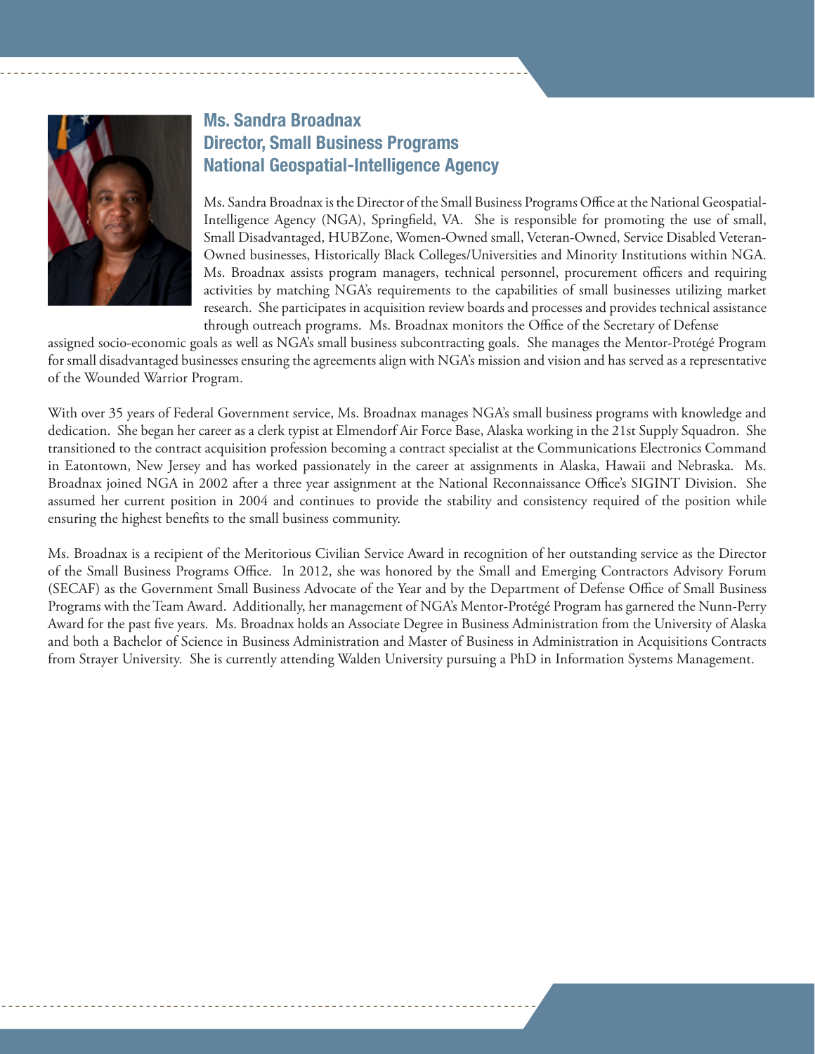## Ms. Sandra Broadnax
## Director, Small Business Programs
## National Geospatial-Intelligence Agency

Ms. Sandra Broadnax is the Director of the Small Business Programs Office at the National Geospatial-Intelligence Agency (NGA), Springfield, VA. She is responsible for promoting the use of small, Small Disadvantaged, HUBZone, Women-Owned small, Veteran-Owned, Service Disabled Veteran-Owned businesses, Historically Black Colleges/Universities and Minority Institutions within NGA. Ms. Broadnax assists program managers, technical personnel, procurement officers and requiring activities by matching NGA's requirements to the capabilities of small businesses utilizing market research. She participates in acquisition review boards and processes and provides technical assistance through outreach programs. Ms. Broadnax monitors the Office of the Secretary of Defense assigned socio-economic goals as well as NGA's small business subcontracting goals. She manages the Mentor-Protégé Program for small disadvantaged businesses ensuring the agreements align with NGA's mission and vision and has served as a representative of the Wounded Warrior Program.

With over 35 years of Federal Government service, Ms. Broadnax manages NGA's small business programs with knowledge and dedication. She began her career as a clerk typist at Elmendorf Air Force Base, Alaska working in the 21st Supply Squadron. She transitioned to the contract acquisition profession becoming a contract specialist at the Communications Electronics Command in Eatontown, New Jersey and has worked passionately in the career at assignments in Alaska, Hawaii and Nebraska. Ms. Broadnax joined NGA in 2002 after a three year assignment at the National Reconnaissance Office's SIGINT Division. She assumed her current position in 2004 and continues to provide the stability and consistency required of the position while ensuring the highest benefits to the small business community.

Ms. Broadnax is a recipient of the Meritorious Civilian Service Award in recognition of her outstanding service as the Director of the Small Business Programs Office. In 2012, she was honored by the Small and Emerging Contractors Advisory Forum (SECAF) as the Government Small Business Advocate of the Year and by the Department of Defense Office of Small Business Programs with the Team Award. Additionally, her management of NGA's Mentor-Protégé Program has garnered the Nunn-Perry Award for the past five years. Ms. Broadnax holds an Associate Degree in Business Administration from the University of Alaska and both a Bachelor of Science in Business Administration and Master of Business in Administration in Acquisitions Contracts from Strayer University. She is currently attending Walden University pursuing a PhD in Information Systems Management.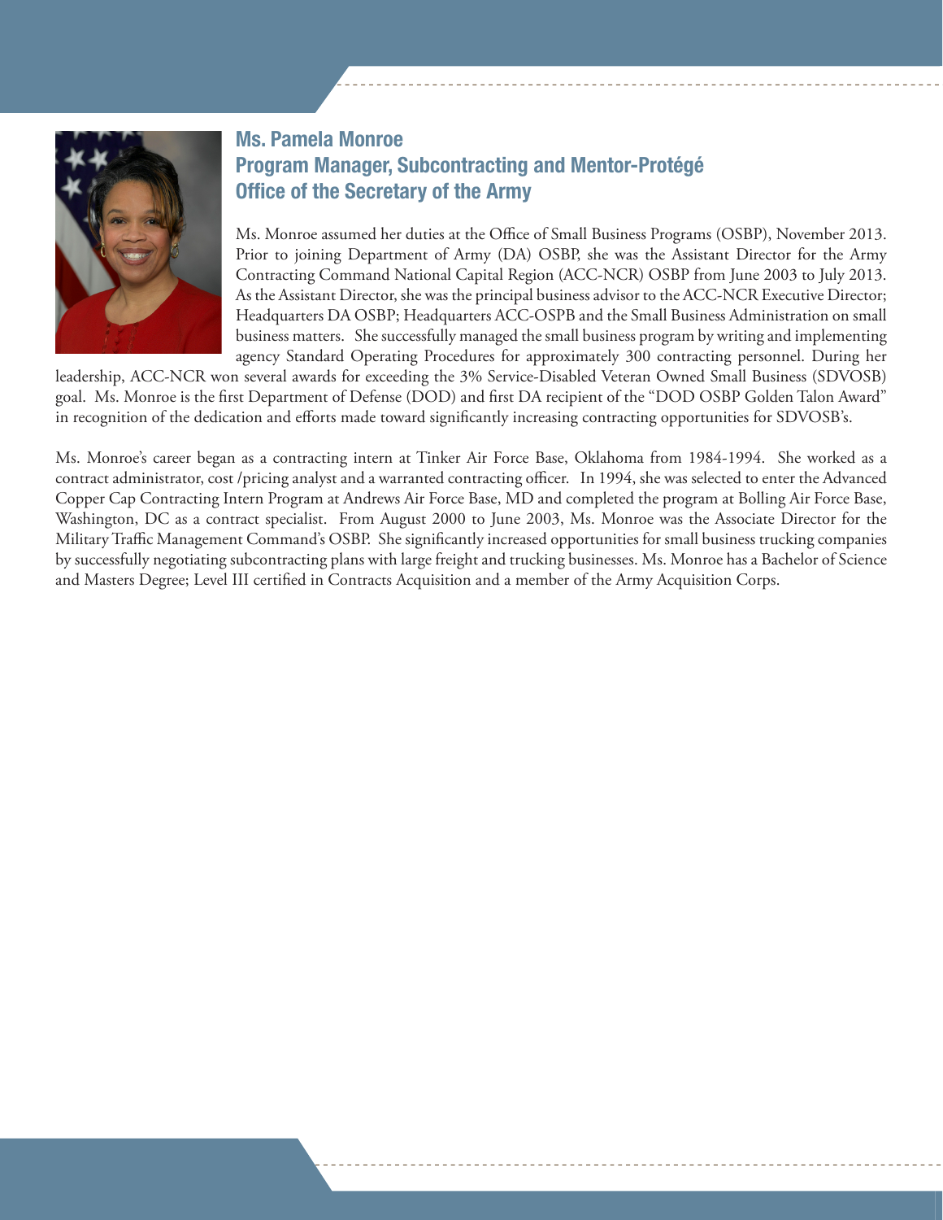## Ms. Pamela Monroe
## Program Manager, Subcontracting and Mentor-Protégé
## Office of the Secretary of the Army

Ms. Monroe assumed her duties at the Office of Small Business Programs (OSBP), November 2013. Prior to joining Department of Army (DA) OSBP, she was the Assistant Director for the Army Contracting Command National Capital Region (ACC-NCR) OSBP from June 2003 to July 2013. As the Assistant Director, she was the principal business advisor to the ACC-NCR Executive Director; Headquarters DA OSBP; Headquarters ACC-OSPB and the Small Business Administration on small business matters. She successfully managed the small business program by writing and implementing agency Standard Operating Procedures for approximately 300 contracting personnel. During her leadership, ACC-NCR won several awards for exceeding the 3% Service-Disabled Veteran Owned Small Business (SDVOSB) goal. Ms. Monroe is the first Department of Defense (DOD) and first DA recipient of the "DOD OSBP Golden Talon Award" in recognition of the dedication and efforts made toward significantly increasing contracting opportunities for SDVOSB's.

Ms. Monroe's career began as a contracting intern at Tinker Air Force Base, Oklahoma from 1984-1994. She worked as a contract administrator, cost /pricing analyst and a warranted contracting officer. In 1994, she was selected to enter the Advanced Copper Cap Contracting Intern Program at Andrews Air Force Base, MD and completed the program at Bolling Air Force Base, Washington, DC as a contract specialist. From August 2000 to June 2003, Ms. Monroe was the Associate Director for the Military Traffic Management Command's OSBP. She significantly increased opportunities for small business trucking companies by successfully negotiating subcontracting plans with large freight and trucking businesses. Ms. Monroe has a Bachelor of Science and Masters Degree; Level III certified in Contracts Acquisition and a member of the Army Acquisition Corps.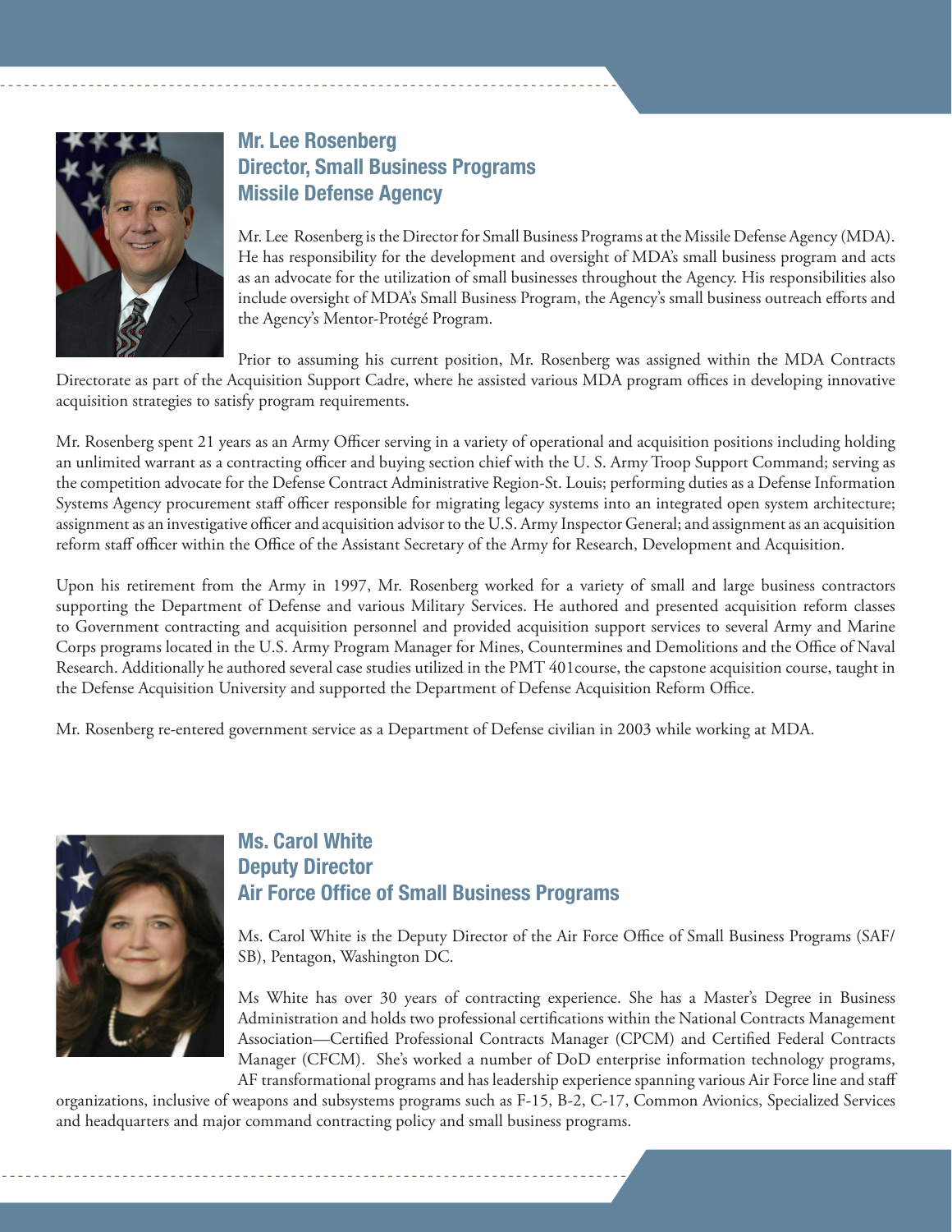## Mr. Lee Rosenberg
## Director, Small Business Programs
## Missile Defense Agency

Mr. Lee Rosenberg is the Director for Small Business Programs at the Missile Defense Agency (MDA). He has responsibility for the development and oversight of MDA's small business program and acts as an advocate for the utilization of small businesses throughout the Agency. His responsibilities also include oversight of MDA's Small Business Program, the Agency's small business outreach efforts and the Agency's Mentor-Protégé Program.

Prior to assuming his current position, Mr. Rosenberg was assigned within the MDA Contracts Directorate as part of the Acquisition Support Cadre, where he assisted various MDA program offices in developing innovative acquisition strategies to satisfy program requirements.

Mr. Rosenberg spent 21 years as an Army Officer serving in a variety of operational and acquisition positions including holding an unlimited warrant as a contracting officer and buying section chief with the U. S. Army Troop Support Command; serving as the competition advocate for the Defense Contract Administrative Region-St. Louis; performing duties as a Defense Information Systems Agency procurement staff officer responsible for migrating legacy systems into an integrated open system architecture; assignment as an investigative officer and acquisition advisor to the U.S. Army Inspector General; and assignment as an acquisition reform staff officer within the Office of the Assistant Secretary of the Army for Research, Development and Acquisition.

Upon his retirement from the Army in 1997, Mr. Rosenberg worked for a variety of small and large business contractors supporting the Department of Defense and various Military Services. He authored and presented acquisition reform classes to Government contracting and acquisition personnel and provided acquisition support services to several Army and Marine Corps programs located in the U.S. Army Program Manager for Mines, Countermines and Demolitions and the Office of Naval Research. Additionally he authored several case studies utilized in the PMT 401course, the capstone acquisition course, taught in the Defense Acquisition University and supported the Department of Defense Acquisition Reform Office.

Mr. Rosenberg re-entered government service as a Department of Defense civilian in 2003 while working at MDA.

## Ms. Carol White
## Deputy Director
## Air Force Office of Small Business Programs

Ms. Carol White is the Deputy Director of the Air Force Office of Small Business Programs (SAF/SB), Pentagon, Washington DC.

Ms White has over 30 years of contracting experience. She has a Master's Degree in Business Administration and holds two professional certifications within the National Contracts Management Association—Certified Professional Contracts Manager (CPCM) and Certified Federal Contracts Manager (CFCM). She's worked a number of DoD enterprise information technology programs, AF transformational programs and has leadership experience spanning various Air Force line and staff organizations, inclusive of weapons and subsystems programs such as F-15, B-2, C-17, Common Avionics, Specialized Services and headquarters and major command contracting policy and small business programs.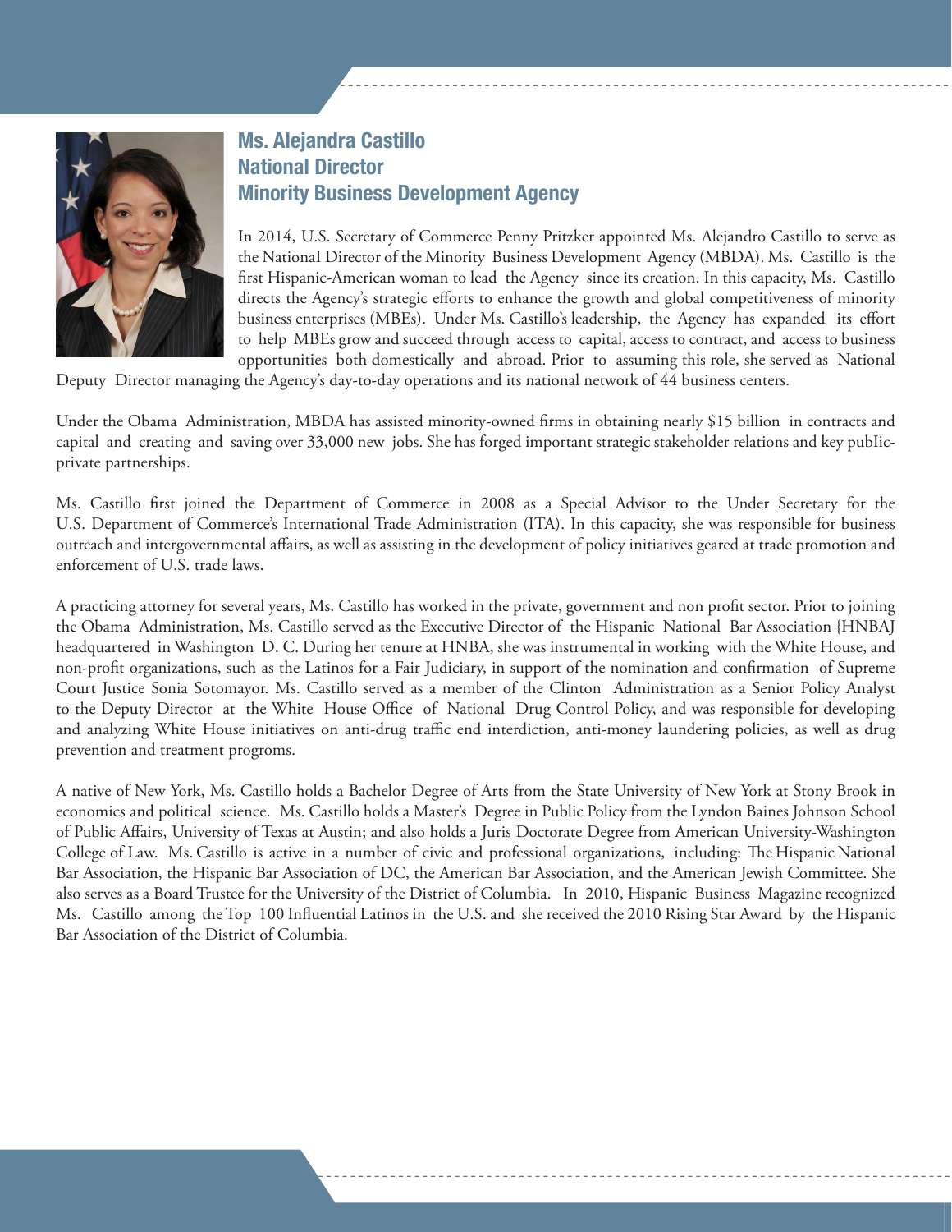## Ms. Alejandra Castillo
## National Director
## Minority Business Development Agency

In 2014, U.S. Secretary of Commerce Penny Pritzker appointed Ms. Alejandro Castillo to serve as the NationaI Director of the Minority Business Development Agency (MBDA). Ms. Castillo is the first Hispanic-American woman to lead the Agency since its creation. In this capacity, Ms. Castillo directs the Agency's strategic efforts to enhance the growth and global competitiveness of minority business enterprises (MBEs). Under Ms. Castillo's leadership, the Agency has expanded its effort to help MBEs grow and succeed through access to capital, access to contract, and access to business opportunities both domestically and abroad. Prior to assuming this role, she served as National Deputy Director managing the Agency's day-to-day operations and its national network of 44 business centers.

Under the Obama Administration, MBDA has assisted minority-owned firms in obtaining nearly $15 billion in contracts and capital and creating and saving over 33,000 new jobs. She has forged important strategic stakeholder relations and key pubIic-private partnerships.

Ms. Castillo first joined the Department of Commerce in 2008 as a Special Advisor to the Under Secretary for the U.S. Department of Commerce's International Trade Administration (ITA). In this capacity, she was responsible for business outreach and intergovernmental affairs, as well as assisting in the development of policy initiatives geared at trade promotion and enforcement of U.S. trade laws.

A practicing attorney for several years, Ms. Castillo has worked in the private, government and non profit sector. Prior to joining the Obama Administration, Ms. Castillo served as the Executive Director of the Hispanic National Bar Association {HNBAJ headquartered in Washington D. C. During her tenure at HNBA, she was instrumental in working with the White House, and non-profit organizations, such as the Latinos for a Fair Judiciary, in support of the nomination and confirmation of Supreme Court Justice Sonia Sotomayor. Ms. Castillo served as a member of the Clinton Administration as a Senior Policy Analyst to the Deputy Director at the White House Office of National Drug Control Policy, and was responsible for developing and analyzing White House initiatives on anti-drug traffic end interdiction, anti-money laundering policies, as well as drug prevention and treatment progroms.

A native of New York, Ms. Castillo holds a Bachelor Degree of Arts from the State University of New York at Stony Brook in economics and political science. Ms. Castillo holds a Master's Degree in Public Policy from the Lyndon Baines Johnson School of Public Affairs, University of Texas at Austin; and also holds a Juris Doctorate Degree from American University-Washington College of Law. Ms. Castillo is active in a number of civic and professional organizations, including: The Hispanic National Bar Association, the Hispanic Bar Association of DC, the American Bar Association, and the American Jewish Committee. She also serves as a Board Trustee for the University of the District of Columbia. In 2010, Hispanic Business Magazine recognized Ms. Castillo among the Top 100 Influential Latinos in the U.S. and she received the 2010 Rising Star Award by the Hispanic Bar Association of the District of Columbia.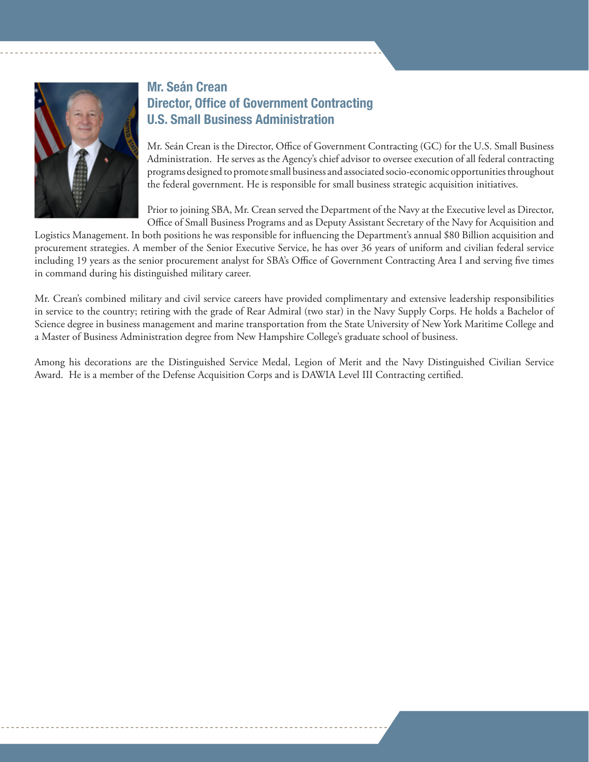## Mr. Seán Crean
## Director, Office of Government Contracting
## U.S. Small Business Administration

Mr. Seán Crean is the Director, Office of Government Contracting (GC) for the U.S. Small Business Administration. He serves as the Agency's chief advisor to oversee execution of all federal contracting programs designed to promote small business and associated socio-economic opportunities throughout the federal government. He is responsible for small business strategic acquisition initiatives.

Prior to joining SBA, Mr. Crean served the Department of the Navy at the Executive level as Director, Office of Small Business Programs and as Deputy Assistant Secretary of the Navy for Acquisition and Logistics Management. In both positions he was responsible for influencing the Department's annual $80 Billion acquisition and procurement strategies. A member of the Senior Executive Service, he has over 36 years of uniform and civilian federal service including 19 years as the senior procurement analyst for SBA's Office of Government Contracting Area I and serving five times in command during his distinguished military career.

Mr. Crean's combined military and civil service careers have provided complimentary and extensive leadership responsibilities in service to the country; retiring with the grade of Rear Admiral (two star) in the Navy Supply Corps. He holds a Bachelor of Science degree in business management and marine transportation from the State University of New York Maritime College and a Master of Business Administration degree from New Hampshire College's graduate school of business.

Among his decorations are the Distinguished Service Medal, Legion of Merit and the Navy Distinguished Civilian Service Award. He is a member of the Defense Acquisition Corps and is DAWIA Level III Contracting certified.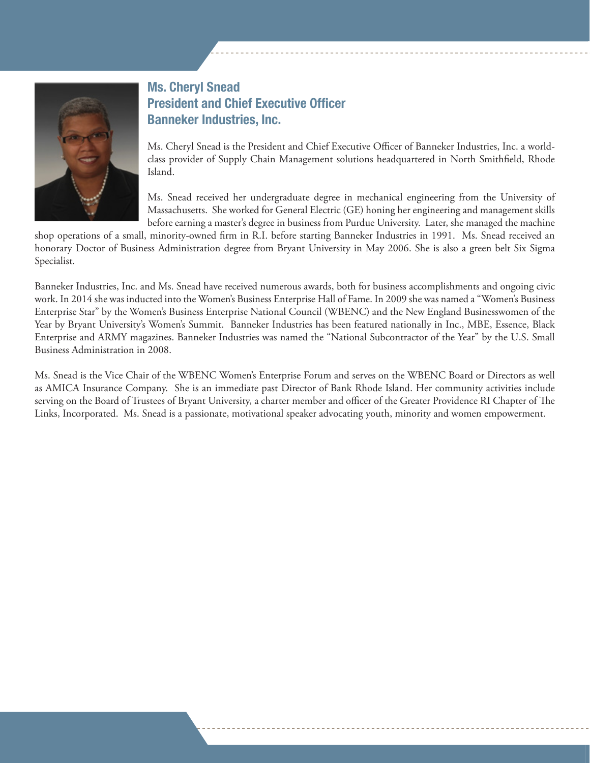## Ms. Cheryl Snead
## President and Chief Executive Officer
## Banneker Industries, Inc.

Ms. Cheryl Snead is the President and Chief Executive Officer of Banneker Industries, Inc. a world-class provider of Supply Chain Management solutions headquartered in North Smithfield, Rhode Island.

Ms. Snead received her undergraduate degree in mechanical engineering from the University of Massachusetts. She worked for General Electric (GE) honing her engineering and management skills before earning a master's degree in business from Purdue University. Later, she managed the machine shop operations of a small, minority-owned firm in R.I. before starting Banneker Industries in 1991. Ms. Snead received an honorary Doctor of Business Administration degree from Bryant University in May 2006. She is also a green belt Six Sigma Specialist.

Banneker Industries, Inc. and Ms. Snead have received numerous awards, both for business accomplishments and ongoing civic work. In 2014 she was inducted into the Women's Business Enterprise Hall of Fame. In 2009 she was named a "Women's Business Enterprise Star" by the Women's Business Enterprise National Council (WBENC) and the New England Businesswomen of the Year by Bryant University's Women's Summit. Banneker Industries has been featured nationally in Inc., MBE, Essence, Black Enterprise and ARMY magazines. Banneker Industries was named the "National Subcontractor of the Year" by the U.S. Small Business Administration in 2008.

Ms. Snead is the Vice Chair of the WBENC Women's Enterprise Forum and serves on the WBENC Board or Directors as well as AMICA Insurance Company. She is an immediate past Director of Bank Rhode Island. Her community activities include serving on the Board of Trustees of Bryant University, a charter member and officer of the Greater Providence RI Chapter of The Links, Incorporated. Ms. Snead is a passionate, motivational speaker advocating youth, minority and women empowerment.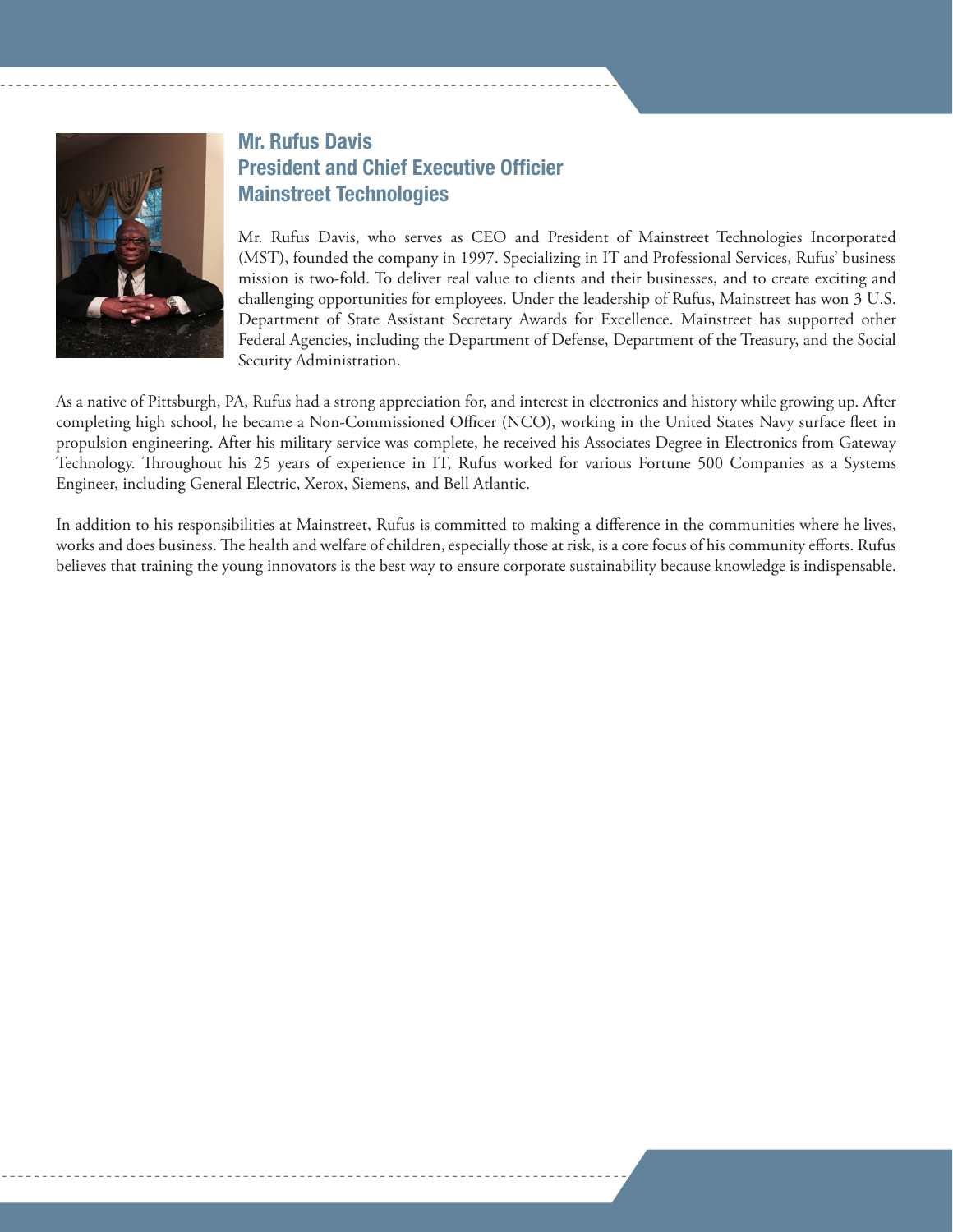## Mr. Rufus Davis
## President and Chief Executive Officier
## Mainstreet Technologies

Mr. Rufus Davis, who serves as CEO and President of Mainstreet Technologies Incorporated (MST), founded the company in 1997. Specializing in IT and Professional Services, Rufus' business mission is two-fold. To deliver real value to clients and their businesses, and to create exciting and challenging opportunities for employees. Under the leadership of Rufus, Mainstreet has won 3 U.S. Department of State Assistant Secretary Awards for Excellence. Mainstreet has supported other Federal Agencies, including the Department of Defense, Department of the Treasury, and the Social Security Administration.

As a native of Pittsburgh, PA, Rufus had a strong appreciation for, and interest in electronics and history while growing up. After completing high school, he became a Non-Commissioned Officer (NCO), working in the United States Navy surface fleet in propulsion engineering. After his military service was complete, he received his Associates Degree in Electronics from Gateway Technology. Throughout his 25 years of experience in IT, Rufus worked for various Fortune 500 Companies as a Systems Engineer, including General Electric, Xerox, Siemens, and Bell Atlantic.

In addition to his responsibilities at Mainstreet, Rufus is committed to making a difference in the communities where he lives, works and does business. The health and welfare of children, especially those at risk, is a core focus of his community efforts. Rufus believes that training the young innovators is the best way to ensure corporate sustainability because knowledge is indispensable.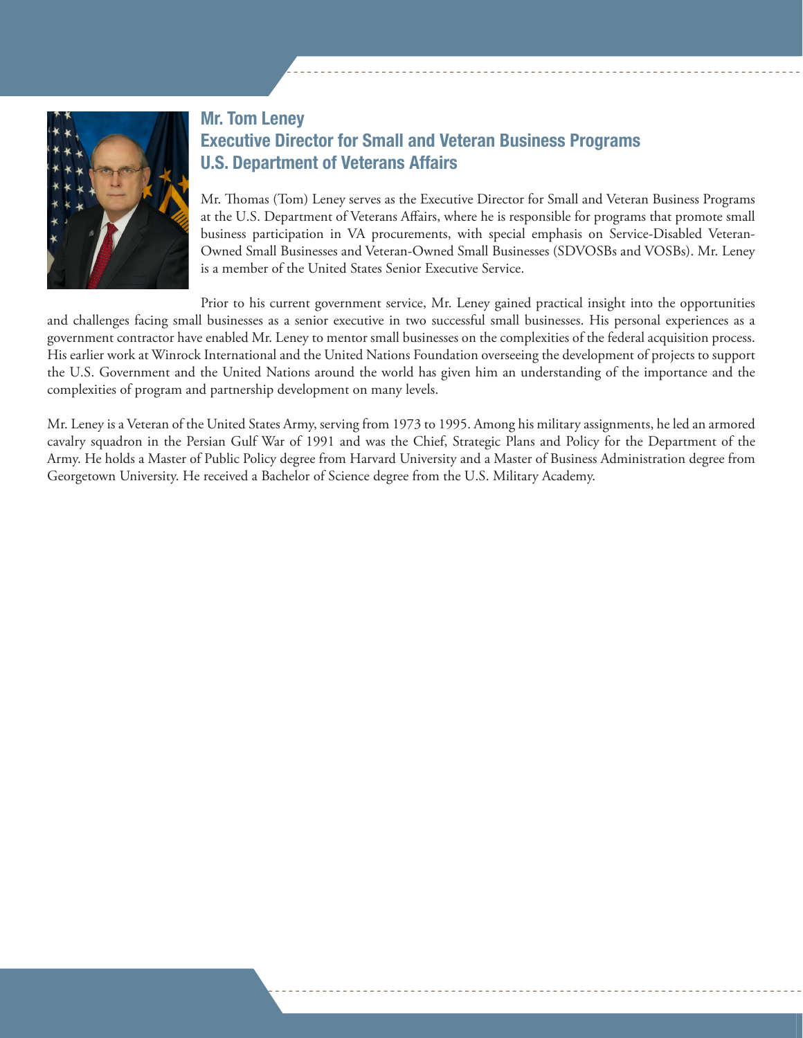## Mr. Tom Leney
## Executive Director for Small and Veteran Business Programs
## U.S. Department of Veterans Affairs

Mr. Thomas (Tom) Leney serves as the Executive Director for Small and Veteran Business Programs at the U.S. Department of Veterans Affairs, where he is responsible for programs that promote small business participation in VA procurements, with special emphasis on Service-Disabled Veteran-Owned Small Businesses and Veteran-Owned Small Businesses (SDVOSBs and VOSBs). Mr. Leney is a member of the United States Senior Executive Service.

Prior to his current government service, Mr. Leney gained practical insight into the opportunities and challenges facing small businesses as a senior executive in two successful small businesses. His personal experiences as a government contractor have enabled Mr. Leney to mentor small businesses on the complexities of the federal acquisition process. His earlier work at Winrock International and the United Nations Foundation overseeing the development of projects to support the U.S. Government and the United Nations around the world has given him an understanding of the importance and the complexities of program and partnership development on many levels.

Mr. Leney is a Veteran of the United States Army, serving from 1973 to 1995. Among his military assignments, he led an armored cavalry squadron in the Persian Gulf War of 1991 and was the Chief, Strategic Plans and Policy for the Department of the Army. He holds a Master of Public Policy degree from Harvard University and a Master of Business Administration degree from Georgetown University. He received a Bachelor of Science degree from the U.S. Military Academy.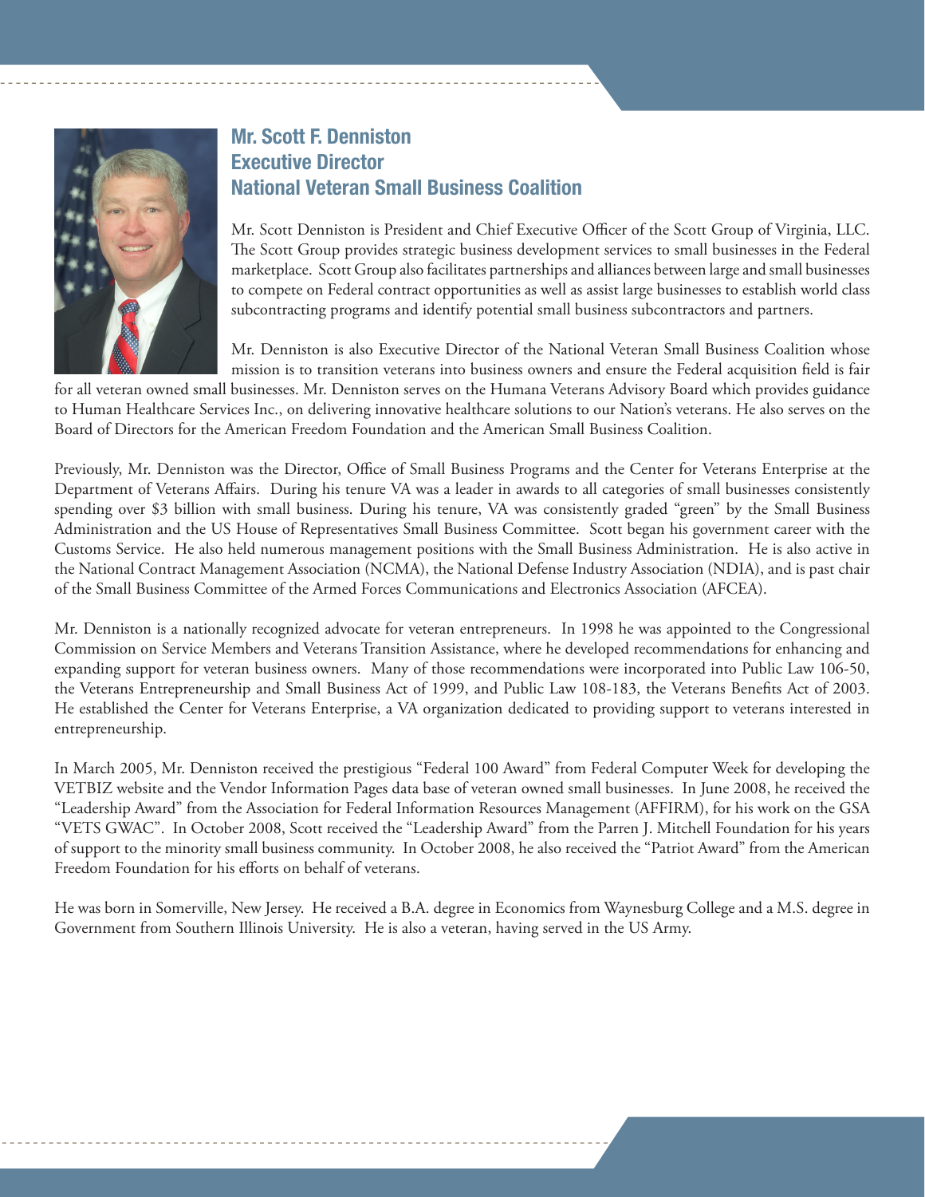## Mr. Scott F. Denniston
## Executive Director
## National Veteran Small Business Coalition

Mr. Scott Denniston is President and Chief Executive Officer of the Scott Group of Virginia, LLC. The Scott Group provides strategic business development services to small businesses in the Federal marketplace. Scott Group also facilitates partnerships and alliances between large and small businesses to compete on Federal contract opportunities as well as assist large businesses to establish world class subcontracting programs and identify potential small business subcontractors and partners.

Mr. Denniston is also Executive Director of the National Veteran Small Business Coalition whose mission is to transition veterans into business owners and ensure the Federal acquisition field is fair for all veteran owned small businesses. Mr. Denniston serves on the Humana Veterans Advisory Board which provides guidance to Human Healthcare Services Inc., on delivering innovative healthcare solutions to our Nation's veterans. He also serves on the Board of Directors for the American Freedom Foundation and the American Small Business Coalition.

Previously, Mr. Denniston was the Director, Office of Small Business Programs and the Center for Veterans Enterprise at the Department of Veterans Affairs. During his tenure VA was a leader in awards to all categories of small businesses consistently spending over $3 billion with small business. During his tenure, VA was consistently graded "green" by the Small Business Administration and the US House of Representatives Small Business Committee. Scott began his government career with the Customs Service. He also held numerous management positions with the Small Business Administration. He is also active in the National Contract Management Association (NCMA), the National Defense Industry Association (NDIA), and is past chair of the Small Business Committee of the Armed Forces Communications and Electronics Association (AFCEA).

Mr. Denniston is a nationally recognized advocate for veteran entrepreneurs. In 1998 he was appointed to the Congressional Commission on Service Members and Veterans Transition Assistance, where he developed recommendations for enhancing and expanding support for veteran business owners. Many of those recommendations were incorporated into Public Law 106-50, the Veterans Entrepreneurship and Small Business Act of 1999, and Public Law 108-183, the Veterans Benefits Act of 2003. He established the Center for Veterans Enterprise, a VA organization dedicated to providing support to veterans interested in entrepreneurship.

In March 2005, Mr. Denniston received the prestigious "Federal 100 Award" from Federal Computer Week for developing the VETBIZ website and the Vendor Information Pages data base of veteran owned small businesses. In June 2008, he received the "Leadership Award" from the Association for Federal Information Resources Management (AFFIRM), for his work on the GSA "VETS GWAC". In October 2008, Scott received the "Leadership Award" from the Parren J. Mitchell Foundation for his years of support to the minority small business community. In October 2008, he also received the "Patriot Award" from the American Freedom Foundation for his efforts on behalf of veterans.

He was born in Somerville, New Jersey. He received a B.A. degree in Economics from Waynesburg College and a M.S. degree in Government from Southern Illinois University. He is also a veteran, having served in the US Army.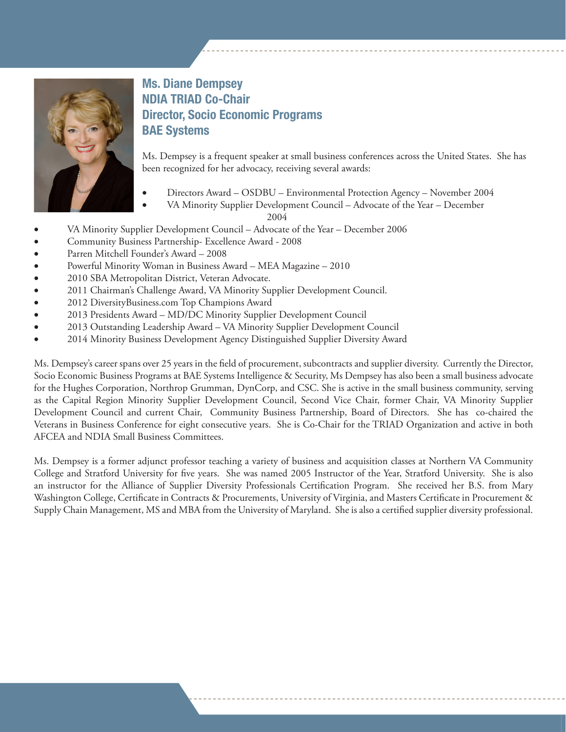## Ms. Diane Dempsey
## NDIA TRIAD Co-Chair
## Director, Socio Economic Programs
## BAE Systems

Ms. Dempsey is a frequent speaker at small business conferences across the United States. She has been recognized for her advocacy, receiving several awards:

- Directors Award – OSDBU – Environmental Protection Agency – November 2004
- VA Minority Supplier Development Council – Advocate of the Year – December 2004
- VA Minority Supplier Development Council – Advocate of the Year – December 2006
- Community Business Partnership- Excellence Award - 2008
- Parren Mitchell Founder's Award – 2008
- Powerful Minority Woman in Business Award – MEA Magazine – 2010
- 2010 SBA Metropolitan District, Veteran Advocate.
- 2011 Chairman's Challenge Award, VA Minority Supplier Development Council.
- 2012 DiversityBusiness.com Top Champions Award
- 2013 Presidents Award – MD/DC Minority Supplier Development Council
- 2013 Outstanding Leadership Award – VA Minority Supplier Development Council
- 2014 Minority Business Development Agency Distinguished Supplier Diversity Award

Ms. Dempsey's career spans over 25 years in the field of procurement, subcontracts and supplier diversity. Currently the Director, Socio Economic Business Programs at BAE Systems Intelligence & Security, Ms Dempsey has also been a small business advocate for the Hughes Corporation, Northrop Grumman, DynCorp, and CSC. She is active in the small business community, serving as the Capital Region Minority Supplier Development Council, Second Vice Chair, former Chair, VA Minority Supplier Development Council and current Chair, Community Business Partnership, Board of Directors. She has co-chaired the Veterans in Business Conference for eight consecutive years. She is Co-Chair for the TRIAD Organization and active in both AFCEA and NDIA Small Business Committees.

Ms. Dempsey is a former adjunct professor teaching a variety of business and acquisition classes at Northern VA Community College and Stratford University for five years. She was named 2005 Instructor of the Year, Stratford University. She is also an instructor for the Alliance of Supplier Diversity Professionals Certification Program. She received her B.S. from Mary Washington College, Certificate in Contracts & Procurements, University of Virginia, and Masters Certificate in Procurement & Supply Chain Management, MS and MBA from the University of Maryland. She is also a certified supplier diversity professional.